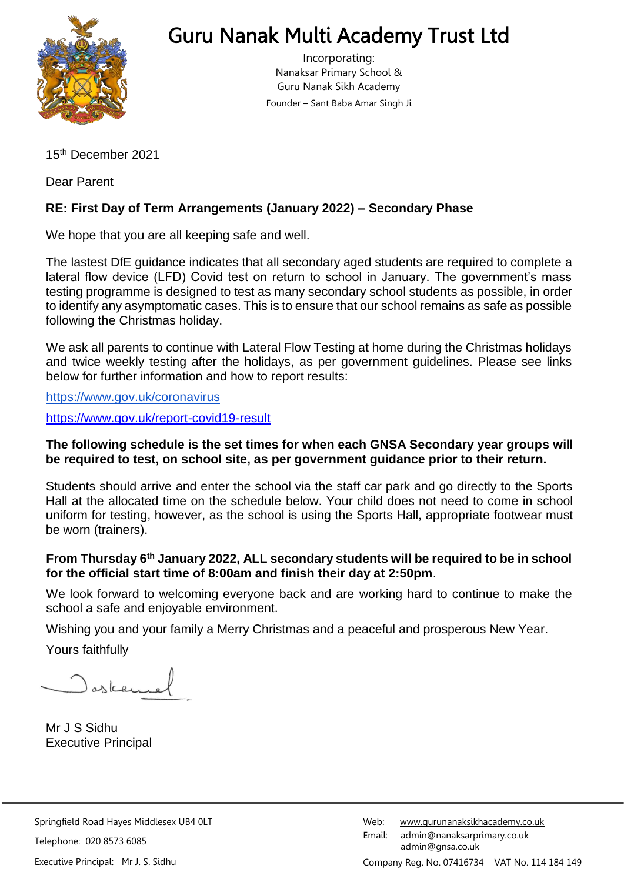# Guru Nanak Multi Academy Trust Ltd

Incorporating:
Nanaksar Primary School &
Guru Nanak Sikh Academy
Founder – Sant Baba Amar Singh Ji

15th December 2021

Dear Parent

**RE: First Day of Term Arrangements (January 2022) – Secondary Phase**

We hope that you are all keeping safe and well.

The lastest DfE guidance indicates that all secondary aged students are required to complete a lateral flow device (LFD) Covid test on return to school in January. The government's mass testing programme is designed to test as many secondary school students as possible, in order to identify any asymptomatic cases. This is to ensure that our school remains as safe as possible following the Christmas holiday.

We ask all parents to continue with Lateral Flow Testing at home during the Christmas holidays and twice weekly testing after the holidays, as per government guidelines. Please see links below for further information and how to report results:

https://www.gov.uk/coronavirus

https://www.gov.uk/report-covid19-result

**The following schedule is the set times for when each GNSA Secondary year groups will be required to test, on school site, as per government guidance prior to their return.**

Students should arrive and enter the school via the staff car park and go directly to the Sports Hall at the allocated time on the schedule below. Your child does not need to come in school uniform for testing, however, as the school is using the Sports Hall, appropriate footwear must be worn (trainers).

**From Thursday 6th January 2022, ALL secondary students will be required to be in school for the official start time of 8:00am and finish their day at 2:50pm**.

We look forward to welcoming everyone back and are working hard to continue to make the school a safe and enjoyable environment.

Wishing you and your family a Merry Christmas and a peaceful and prosperous New Year.

Yours faithfully

Mr J S Sidhu
Executive Principal

Springfield Road Hayes Middlesex UB4 0LT
Telephone: 020 8573 6085
Executive Principal: Mr J. S. Sidhu

Web: www.gurunanaksikhacademy.co.uk
Email: admin@nanaksarprimary.co.uk
admin@gnsa.co.uk
Company Reg. No. 07416734 VAT No. 114 184 149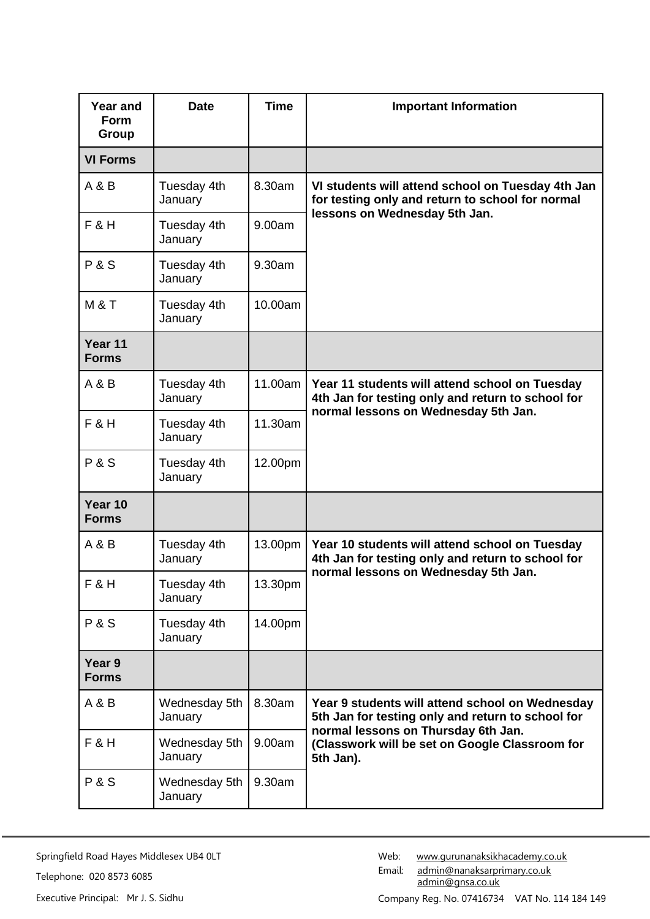| Year and Form Group | Date | Time | Important Information |
| --- | --- | --- | --- |
| **VI Forms** | | | |
| A & B | Tuesday 4th January | 8.30am | **VI students will attend school on Tuesday 4th Jan for testing only and return to school for normal lessons on Wednesday 5th Jan.** |
| F & H | Tuesday 4th January | 9.00am | |
| P & S | Tuesday 4th January | 9.30am | |
| M & T | Tuesday 4th January | 10.00am | |
| **Year 11 Forms** | | | |
| A & B | Tuesday 4th January | 11.00am | **Year 11 students will attend school on Tuesday 4th Jan for testing only and return to school for normal lessons on Wednesday 5th Jan.** |
| F & H | Tuesday 4th January | 11.30am | |
| P & S | Tuesday 4th January | 12.00pm | |
| **Year 10 Forms** | | | |
| A & B | Tuesday 4th January | 13.00pm | **Year 10 students will attend school on Tuesday 4th Jan for testing only and return to school for normal lessons on Wednesday 5th Jan.** |
| F & H | Tuesday 4th January | 13.30pm | |
| P & S | Tuesday 4th January | 14.00pm | |
| **Year 9 Forms** | | | |
| A & B | Wednesday 5th January | 8.30am | **Year 9 students will attend school on Wednesday 5th Jan for testing only and return to school for normal lessons on Thursday 6th Jan. (Classwork will be set on Google Classroom for 5th Jan).** |
| F & H | Wednesday 5th January | 9.00am | |
| P & S | Wednesday 5th January | 9.30am | |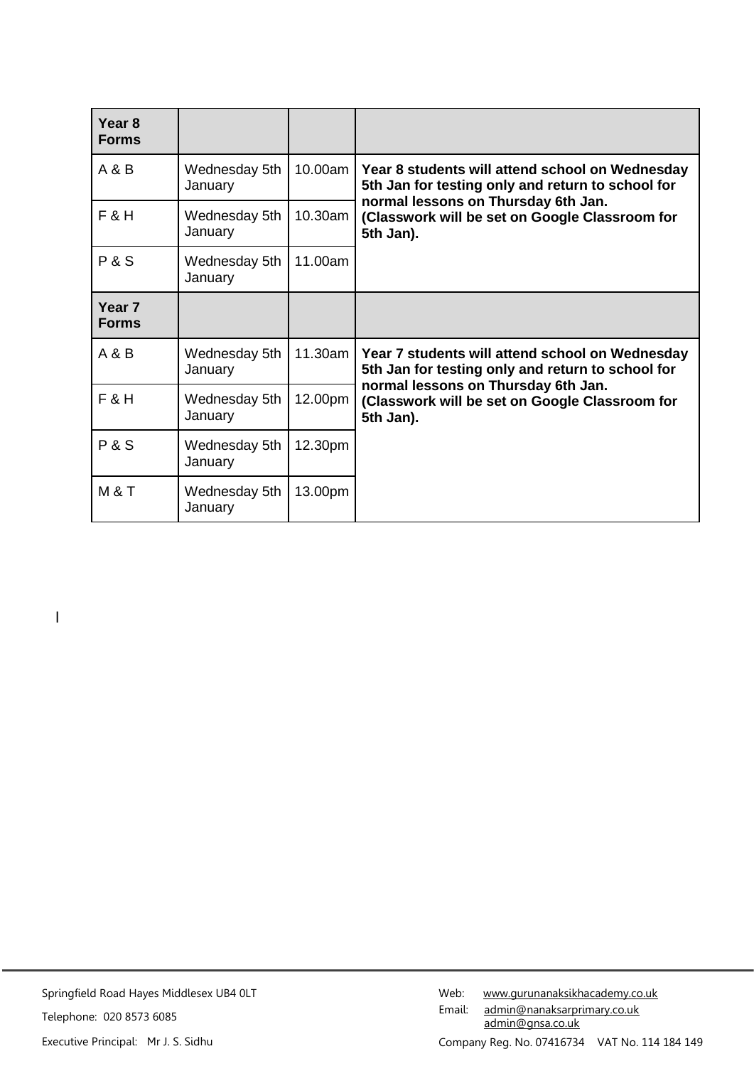| **Year 8 Forms** | | | |
|---|---|---|---|
| A & B | Wednesday 5th January | 10.00am | **Year 8 students will attend school on Wednesday 5th Jan for testing only and return to school for normal lessons on Thursday 6th Jan. (Classwork will be set on Google Classroom for 5th Jan).** |
| F & H | Wednesday 5th January | 10.30am | |
| P & S | Wednesday 5th January | 11.00am | |
| **Year 7 Forms** | | | |
| A & B | Wednesday 5th January | 11.30am | **Year 7 students will attend school on Wednesday 5th Jan for testing only and return to school for normal lessons on Thursday 6th Jan. (Classwork will be set on Google Classroom for 5th Jan).** |
| F & H | Wednesday 5th January | 12.00pm | |
| P & S | Wednesday 5th January | 12.30pm | |
| M & T | Wednesday 5th January | 13.00pm | |

I

Springfield Road Hayes Middlesex UB4 0LT

Telephone: 020 8573 6085

Executive Principal: Mr J. S. Sidhu

Web: www.gurunanaksikhacademy.co.uk

Email: admin@nanaksarprimary.co.uk
admin@gnsa.co.uk

Company Reg. No. 07416734 VAT No. 114 184 149